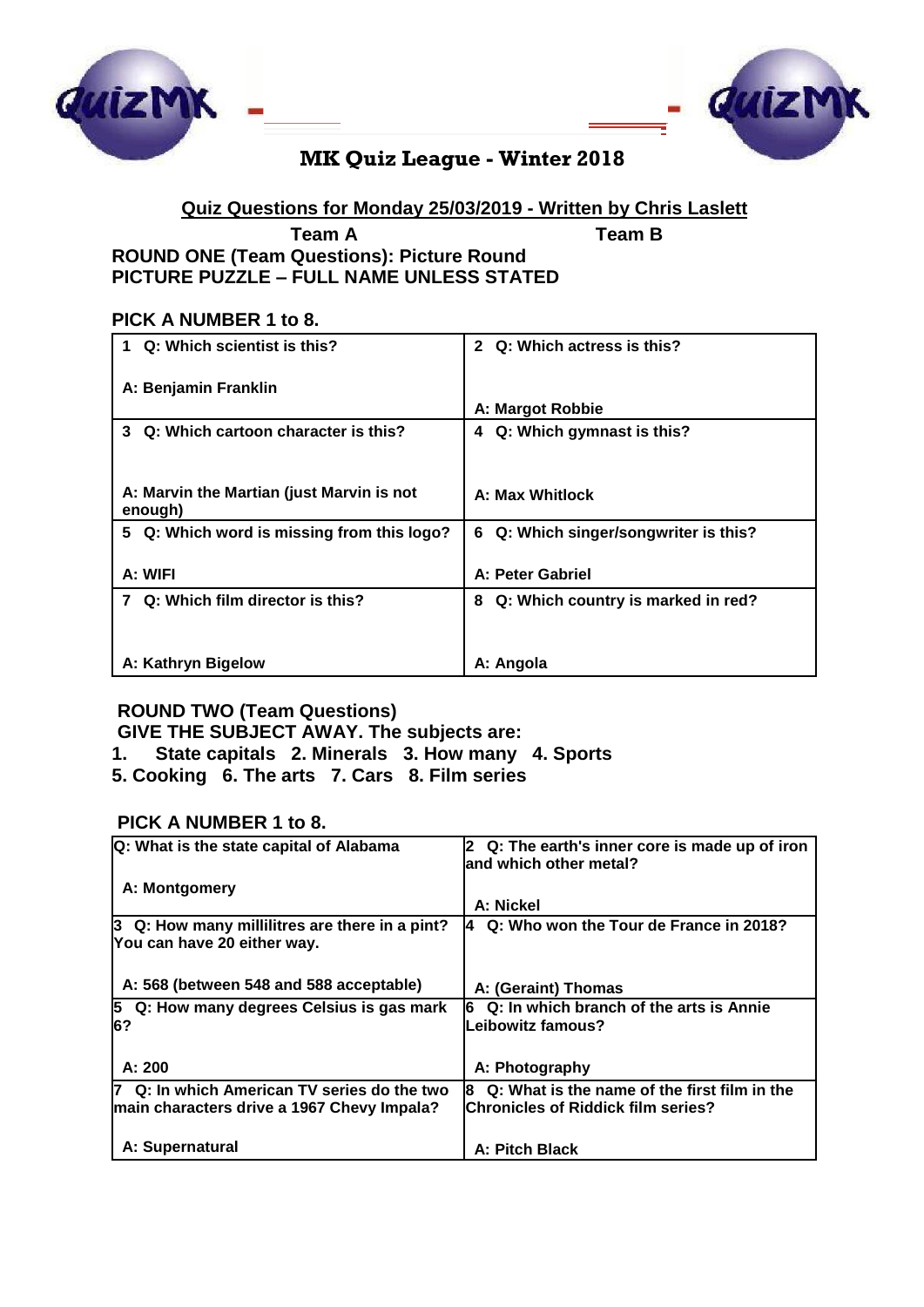# MK Quiz League - Winter 2018

**Quiz Questions for Monday 25/03/2019 - Written by Chris Laslett**

**Team A** | **Team B**

**ROUND ONE (Team Questions): Picture Round**
**PICTURE PUZZLE – FULL NAME UNLESS STATED**

**PICK A NUMBER 1 to 8.**

| | |
|---|---|
| 1 Q: Which scientist is this?<br><br>A: Benjamin Franklin | 2 Q: Which actress is this?<br><br>A: Margot Robbie |
| 3 Q: Which cartoon character is this?<br><br>A: Marvin the Martian (just Marvin is not enough) | 4 Q: Which gymnast is this?<br><br>A: Max Whitlock |
| 5 Q: Which word is missing from this logo?<br><br>A: WIFI | 6 Q: Which singer/songwriter is this?<br><br>A: Peter Gabriel |
| 7 Q: Which film director is this?<br><br>A: Kathryn Bigelow | 8 Q: Which country is marked in red?<br><br>A: Angola |

**ROUND TWO (Team Questions)**
**GIVE THE SUBJECT AWAY. The subjects are:**
**1. State capitals 2. Minerals 3. How many 4. Sports**
**5. Cooking 6. The arts 7. Cars 8. Film series**

**PICK A NUMBER 1 to 8.**

| | |
|---|---|
| Q: What is the state capital of Alabama<br><br>A: Montgomery | 2 Q: The earth's inner core is made up of iron and which other metal?<br><br>A: Nickel |
| 3 Q: How many millilitres are there in a pint? You can have 20 either way.<br><br>A: 568 (between 548 and 588 acceptable) | 4 Q: Who won the Tour de France in 2018?<br><br>A: (Geraint) Thomas |
| 5 Q: How many degrees Celsius is gas mark 6?<br><br>A: 200 | 6 Q: In which branch of the arts is Annie Leibowitz famous?<br><br>A: Photography |
| 7 Q: In which American TV series do the two main characters drive a 1967 Chevy Impala?<br><br>A: Supernatural | 8 Q: What is the name of the first film in the Chronicles of Riddick film series?<br><br>A: Pitch Black |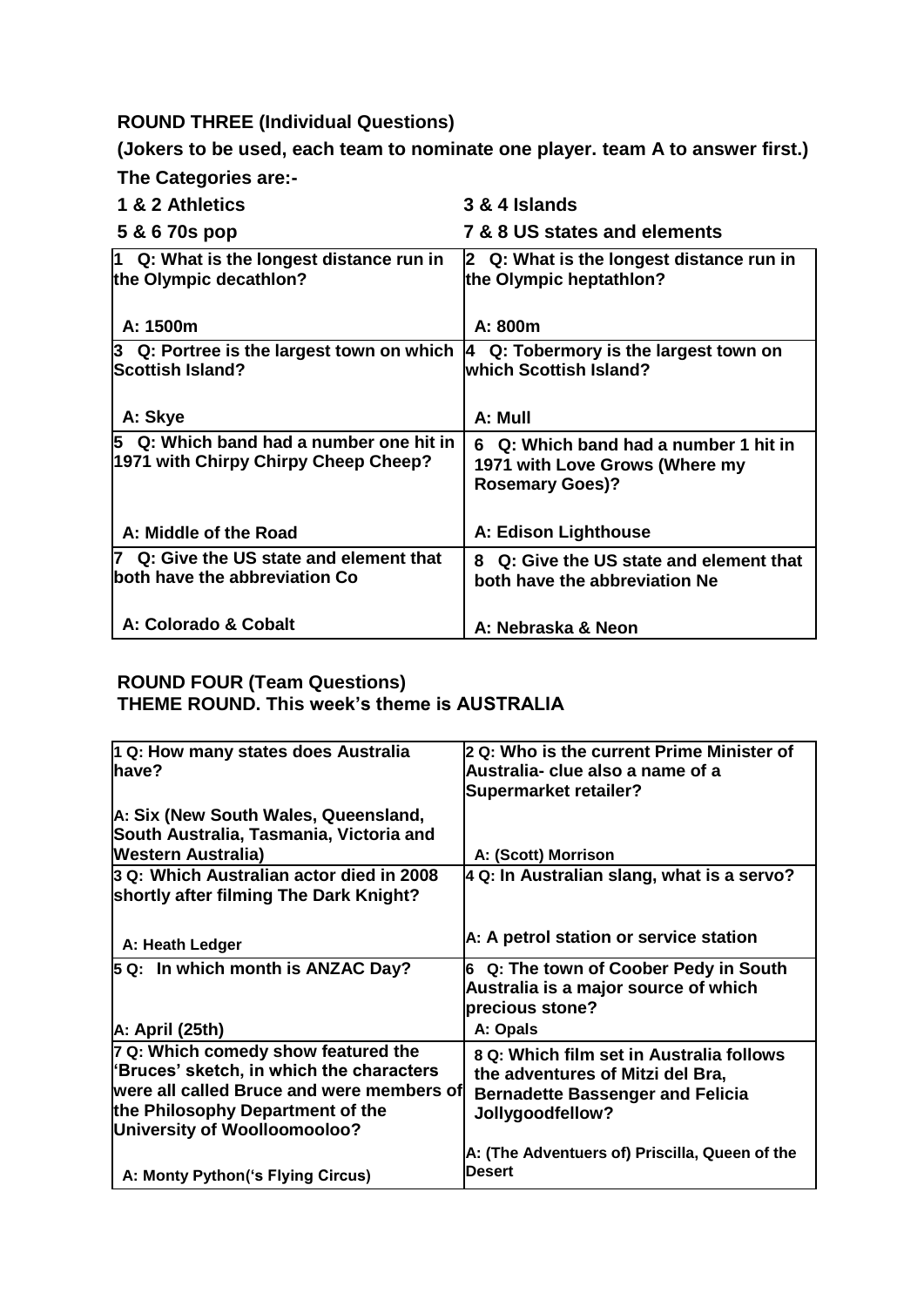**ROUND THREE (Individual Questions)**

**(Jokers to be used, each team to nominate one player. team A to answer first.)**

**The Categories are:-**

| | |
|---|---|
| **1 & 2 Athletics** | **3 & 4 Islands** |
| **5 & 6 70s pop** | **7 & 8 US states and elements** |

| | |
|---|---|
| **1 Q: What is the longest distance run in the Olympic decathlon?**<br><br>**A: 1500m** | **2 Q: What is the longest distance run in the Olympic heptathlon?**<br><br>**A: 800m** |
| **3 Q: Portree is the largest town on which Scottish Island?**<br><br>**A: Skye** | **4 Q: Tobermory is the largest town on which Scottish Island?**<br><br>**A: Mull** |
| **5 Q: Which band had a number one hit in 1971 with Chirpy Chirpy Cheep Cheep?**<br><br>**A: Middle of the Road** | **6 Q: Which band had a number 1 hit in 1971 with Love Grows (Where my Rosemary Goes)?**<br><br>**A: Edison Lighthouse** |
| **7 Q: Give the US state and element that both have the abbreviation Co**<br><br>**A: Colorado & Cobalt** | **8 Q: Give the US state and element that both have the abbreviation Ne**<br><br>**A: Nebraska & Neon** |

**ROUND FOUR (Team Questions)**
**THEME ROUND. This week's theme is AUSTRALIA**

| | |
|---|---|
| **1 Q: How many states does Australia have?**<br><br>**A: Six (New South Wales, Queensland, South Australia, Tasmania, Victoria and Western Australia)** | **2 Q: Who is the current Prime Minister of Australia- clue also a name of a Supermarket retailer?**<br><br>**A: (Scott) Morrison** |
| **3 Q: Which Australian actor died in 2008 shortly after filming The Dark Knight?**<br><br>**A: Heath Ledger** | **4 Q: In Australian slang, what is a servo?**<br><br>**A: A petrol station or service station** |
| **5 Q: In which month is ANZAC Day?**<br><br>**A: April (25th)** | **6 Q: The town of Coober Pedy in South Australia is a major source of which precious stone?**<br><br>**A: Opals** |
| **7 Q: Which comedy show featured the 'Bruces' sketch, in which the characters were all called Bruce and were members of the Philosophy Department of the University of Woolloomooloo?**<br><br>**A: Monty Python('s Flying Circus)** | **8 Q: Which film set in Australia follows the adventures of Mitzi del Bra, Bernadette Bassenger and Felicia Jollygoodfellow?**<br><br>**A: (The Adventuers of) Priscilla, Queen of the Desert** |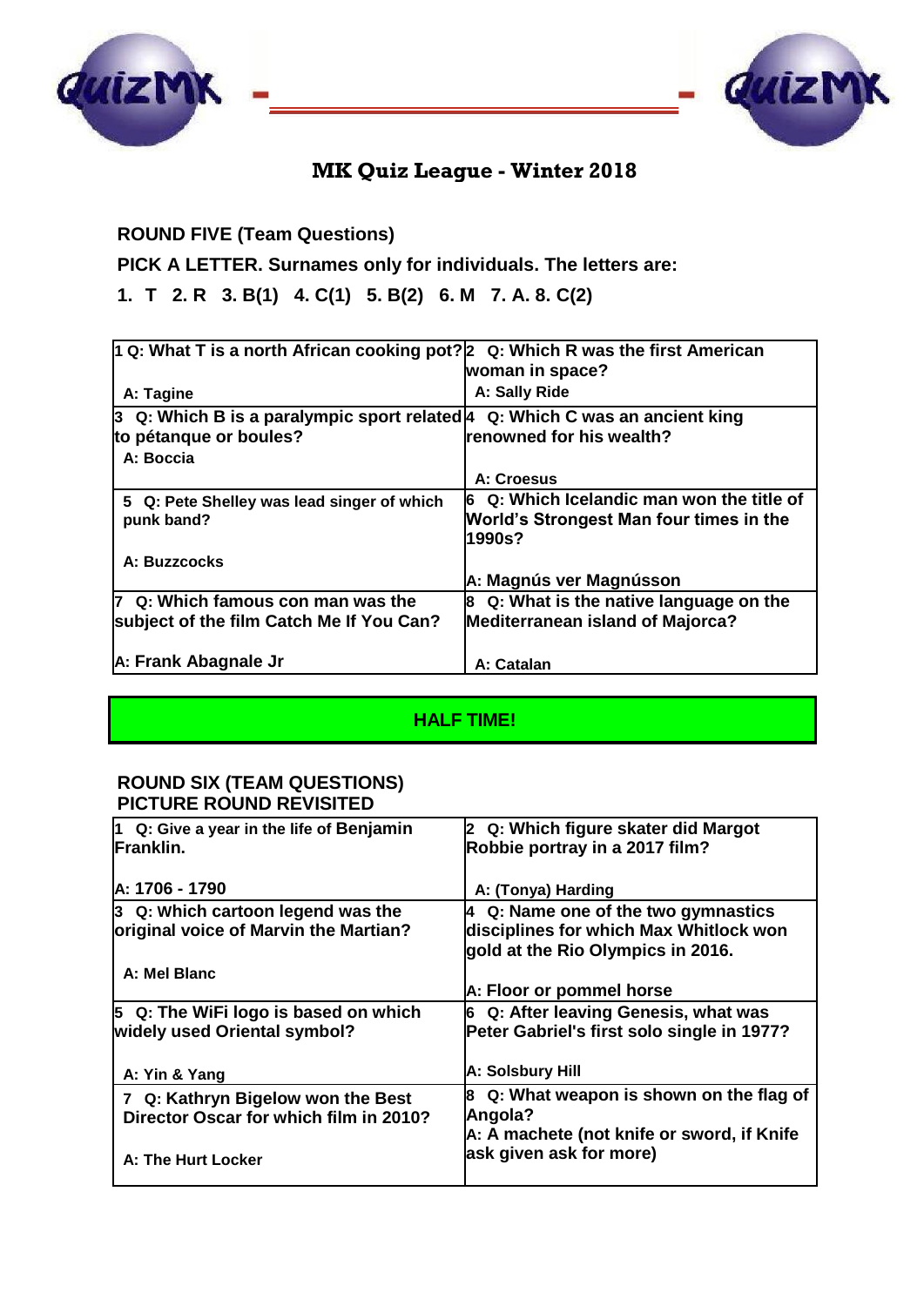# MK Quiz League - Winter 2018

**ROUND FIVE (Team Questions)**

**PICK A LETTER. Surnames only for individuals. The letters are:**

**1. T 2. R 3. B(1) 4. C(1) 5. B(2) 6. M 7. A. 8. C(2)**

| | |
|---|---|
| 1 Q: What T is a north African cooking pot?<br><br>A: Tagine | 2 Q: Which R was the first American woman in space?<br><br>A: Sally Ride |
| 3 Q: Which B is a paralympic sport related to pétanque or boules?<br><br>A: Boccia | 4 Q: Which C was an ancient king renowned for his wealth?<br><br>A: Croesus |
| 5 Q: Pete Shelley was lead singer of which punk band?<br><br>A: Buzzcocks | 6 Q: Which Icelandic man won the title of World's Strongest Man four times in the 1990s?<br><br>A: Magnús ver Magnússon |
| 7 Q: Which famous con man was the subject of the film Catch Me If You Can?<br><br>A: Frank Abagnale Jr | 8 Q: What is the native language on the Mediterranean island of Majorca?<br><br>A: Catalan |

**HALF TIME!**

**ROUND SIX (TEAM QUESTIONS)**
**PICTURE ROUND REVISITED**

| | |
|---|---|
| 1 Q: Give a year in the life of Benjamin Franklin.<br><br>A: 1706 - 1790 | 2 Q: Which figure skater did Margot Robbie portray in a 2017 film?<br><br>A: (Tonya) Harding |
| 3 Q: Which cartoon legend was the original voice of Marvin the Martian?<br><br>A: Mel Blanc | 4 Q: Name one of the two gymnastics disciplines for which Max Whitlock won gold at the Rio Olympics in 2016.<br><br>A: Floor or pommel horse |
| 5 Q: The WiFi logo is based on which widely used Oriental symbol?<br><br>A: Yin & Yang | 6 Q: After leaving Genesis, what was Peter Gabriel's first solo single in 1977?<br><br>A: Solsbury Hill |
| 7 Q: Kathryn Bigelow won the Best Director Oscar for which film in 2010?<br><br>A: The Hurt Locker | 8 Q: What weapon is shown on the flag of Angola?<br>A: A machete (not knife or sword, if Knife ask given ask for more) |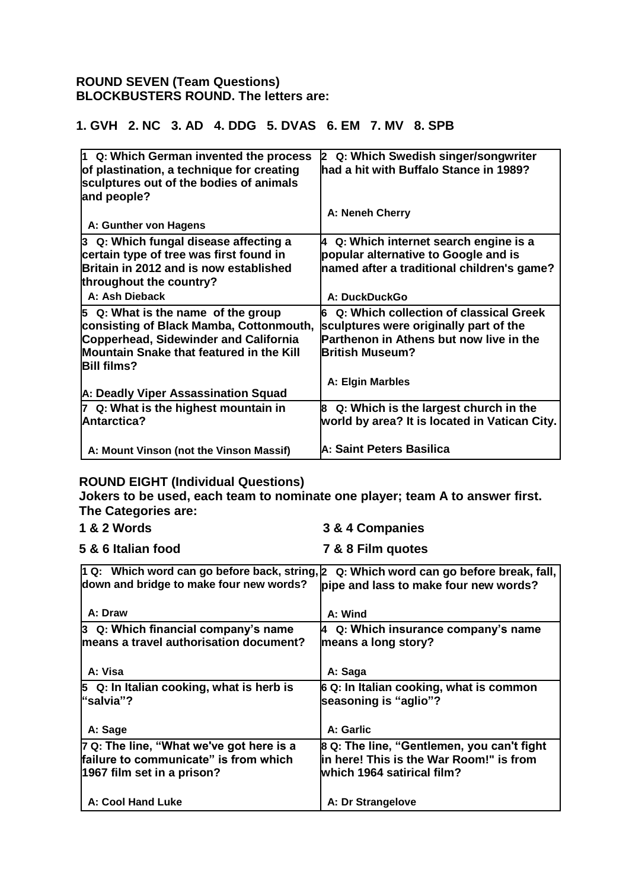**ROUND SEVEN (Team Questions)**
**BLOCKBUSTERS ROUND. The letters are:**

**1. GVH 2. NC 3. AD 4. DDG 5. DVAS 6. EM 7. MV 8. SPB**

| | |
|---|---|
| 1 Q: Which German invented the process of plastination, a technique for creating sculptures out of the bodies of animals and people?<br><br>A: Gunther von Hagens | 2 Q: Which Swedish singer/songwriter had a hit with Buffalo Stance in 1989?<br><br>A: Neneh Cherry |
| 3 Q: Which fungal disease affecting a certain type of tree was first found in Britain in 2012 and is now established throughout the country?<br><br>A: Ash Dieback | 4 Q: Which internet search engine is a popular alternative to Google and is named after a traditional children's game?<br><br>A: DuckDuckGo |
| 5 Q: What is the name of the group consisting of Black Mamba, Cottonmouth, Copperhead, Sidewinder and California Mountain Snake that featured in the Kill Bill films?<br><br>A: Deadly Viper Assassination Squad | 6 Q: Which collection of classical Greek sculptures were originally part of the Parthenon in Athens but now live in the British Museum?<br><br>A: Elgin Marbles |
| 7 Q: What is the highest mountain in Antarctica?<br><br>A: Mount Vinson (not the Vinson Massif) | 8 Q: Which is the largest church in the world by area? It is located in Vatican City.<br><br>A: Saint Peters Basilica |

**ROUND EIGHT (Individual Questions)**
**Jokers to be used, each team to nominate one player; team A to answer first.**
**The Categories are:**

**1 & 2 Words** **3 & 4 Companies**

**5 & 6 Italian food** **7 & 8 Film quotes**

| | |
|---|---|
| 1 Q: Which word can go before back, string, down and bridge to make four new words?<br><br>A: Draw | 2 Q: Which word can go before break, fall, pipe and lass to make four new words?<br><br>A: Wind |
| 3 Q: Which financial company's name means a travel authorisation document?<br><br>A: Visa | 4 Q: Which insurance company's name means a long story?<br><br>A: Saga |
| 5 Q: In Italian cooking, what is herb is "salvia"?<br><br>A: Sage | 6 Q: In Italian cooking, what is common seasoning is "aglio"?<br><br>A: Garlic |
| 7 Q: The line, "What we've got here is a failure to communicate" is from which 1967 film set in a prison?<br><br>A: Cool Hand Luke | 8 Q: The line, "Gentlemen, you can't fight in here! This is the War Room!" is from which 1964 satirical film?<br><br>A: Dr Strangelove |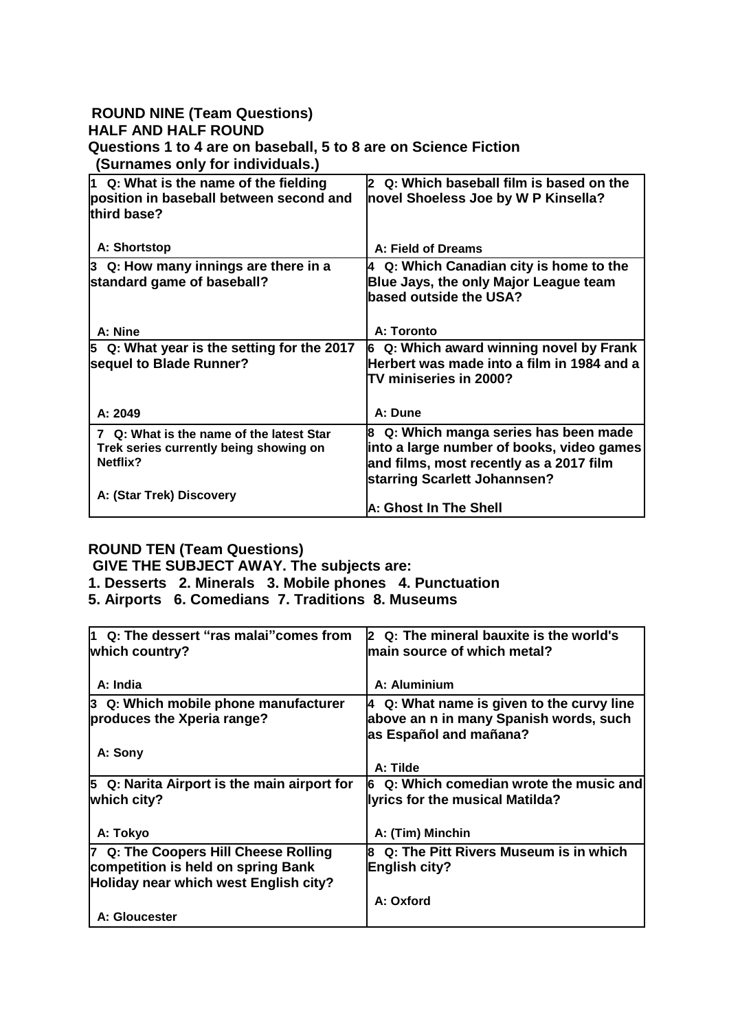**ROUND NINE (Team Questions)**
**HALF AND HALF ROUND**
**Questions 1 to 4 are on baseball, 5 to 8 are on Science Fiction**
**(Surnames only for individuals.)**

| | |
|---|---|
| **1 Q: What is the name of the fielding position in baseball between second and third base?**<br><br>**A: Shortstop** | **2 Q: Which baseball film is based on the novel Shoeless Joe by W P Kinsella?**<br><br>**A: Field of Dreams** |
| **3 Q: How many innings are there in a standard game of baseball?**<br><br>**A: Nine** | **4 Q: Which Canadian city is home to the Blue Jays, the only Major League team based outside the USA?**<br><br>**A: Toronto** |
| **5 Q: What year is the setting for the 2017 sequel to Blade Runner?**<br><br>**A: 2049** | **6 Q: Which award winning novel by Frank Herbert was made into a film in 1984 and a TV miniseries in 2000?**<br><br>**A: Dune** |
| **7 Q: What is the name of the latest Star Trek series currently being showing on Netflix?**<br><br>**A: (Star Trek) Discovery** | **8 Q: Which manga series has been made into a large number of books, video games and films, most recently as a 2017 film starring Scarlett Johannsen?**<br><br>**A: Ghost In The Shell** |

**ROUND TEN (Team Questions)**
**GIVE THE SUBJECT AWAY. The subjects are:**
**1. Desserts 2. Minerals 3. Mobile phones 4. Punctuation**
**5. Airports 6. Comedians 7. Traditions 8. Museums**

| | |
|---|---|
| **1 Q: The dessert "ras malai"comes from which country?**<br><br>**A: India** | **2 Q: The mineral bauxite is the world's main source of which metal?**<br><br>**A: Aluminium** |
| **3 Q: Which mobile phone manufacturer produces the Xperia range?**<br><br>**A: Sony** | **4 Q: What name is given to the curvy line above an n in many Spanish words, such as Español and mañana?**<br><br>**A: Tilde** |
| **5 Q: Narita Airport is the main airport for which city?**<br><br>**A: Tokyo** | **6 Q: Which comedian wrote the music and lyrics for the musical Matilda?**<br><br>**A: (Tim) Minchin** |
| **7 Q: The Coopers Hill Cheese Rolling competition is held on spring Bank Holiday near which west English city?**<br><br>**A: Gloucester** | **8 Q: The Pitt Rivers Museum is in which English city?**<br><br>**A: Oxford** |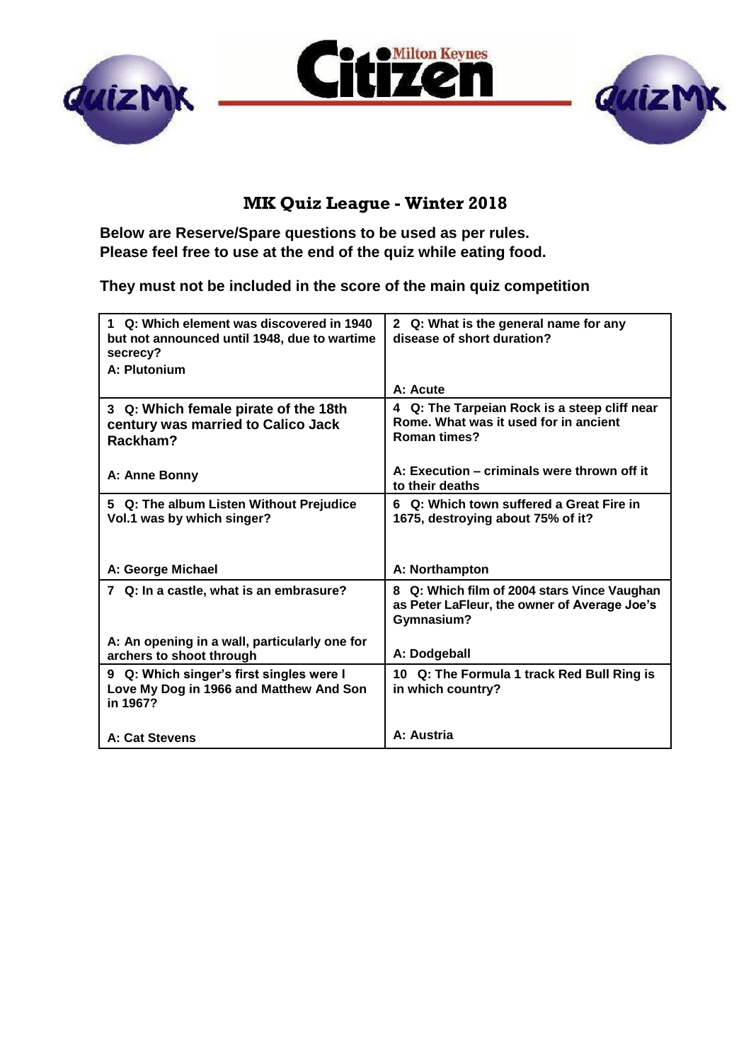## MK Quiz League - Winter 2018

**Below are Reserve/Spare questions to be used as per rules.**
**Please feel free to use at the end of the quiz while eating food.**

**They must not be included in the score of the main quiz competition**

| | |
|---|---|
| **1 Q: Which element was discovered in 1940 but not announced until 1948, due to wartime secrecy?**<br>**A: Plutonium** | **2 Q: What is the general name for any disease of short duration?**<br>**A: Acute** |
| **3 Q: Which female pirate of the 18th century was married to Calico Jack Rackham?**<br>**A: Anne Bonny** | **4 Q: The Tarpeian Rock is a steep cliff near Rome. What was it used for in ancient Roman times?**<br>**A: Execution – criminals were thrown off it to their deaths** |
| **5 Q: The album Listen Without Prejudice Vol.1 was by which singer?**<br>**A: George Michael** | **6 Q: Which town suffered a Great Fire in 1675, destroying about 75% of it?**<br>**A: Northampton** |
| **7 Q: In a castle, what is an embrasure?**<br>**A: An opening in a wall, particularly one for archers to shoot through** | **8 Q: Which film of 2004 stars Vince Vaughan as Peter LaFleur, the owner of Average Joe's Gymnasium?**<br>**A: Dodgeball** |
| **9 Q: Which singer's first singles were I Love My Dog in 1966 and Matthew And Son in 1967?**<br>**A: Cat Stevens** | **10 Q: The Formula 1 track Red Bull Ring is in which country?**<br>**A: Austria** |